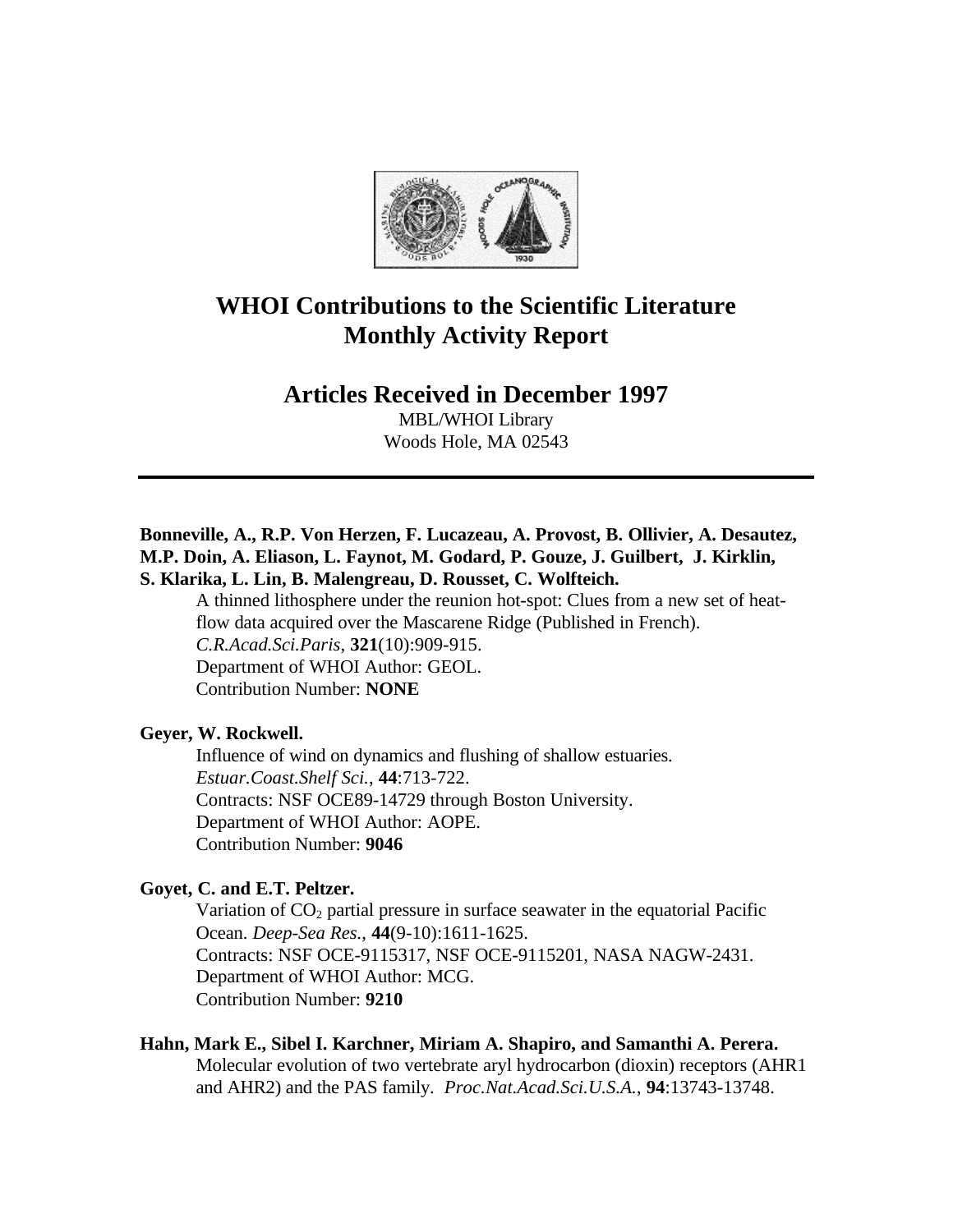# WHOI Contributions to the Scientific Literature
# Monthly Activity Report

## Articles Received in December 1997

MBL/WHOI Library
Woods Hole, MA 02543

---

**Bonneville, A., R.P. Von Herzen, F. Lucazeau, A. Provost, B. Ollivier, A. Desautez, M.P. Doin, A. Eliason, L. Faynot, M. Godard, P. Gouze, J. Guilbert, J. Kirklin, S. Klarika, L. Lin, B. Malengreau, D. Rousset, C. Wolfteich.**
A thinned lithosphere under the reunion hot-spot: Clues from a new set of heat-flow data acquired over the Mascarene Ridge (Published in French). *C.R.Acad.Sci.Paris*, **321**(10):909-915.
Department of WHOI Author: GEOL.
Contribution Number: **NONE**

**Geyer, W. Rockwell.**
Influence of wind on dynamics and flushing of shallow estuaries. *Estuar.Coast.Shelf Sci.*, **44**:713-722.
Contracts: NSF OCE89-14729 through Boston University.
Department of WHOI Author: AOPE.
Contribution Number: **9046**

**Goyet, C. and E.T. Peltzer.**
Variation of $CO_2$ partial pressure in surface seawater in the equatorial Pacific Ocean. *Deep-Sea Res.*, **44**(9-10):1611-1625.
Contracts: NSF OCE-9115317, NSF OCE-9115201, NASA NAGW-2431.
Department of WHOI Author: MCG.
Contribution Number: **9210**

**Hahn, Mark E., Sibel I. Karchner, Miriam A. Shapiro, and Samanthi A. Perera.**
Molecular evolution of two vertebrate aryl hydrocarbon (dioxin) receptors (AHR1 and AHR2) and the PAS family. *Proc.Nat.Acad.Sci.U.S.A.*, **94**:13743-13748.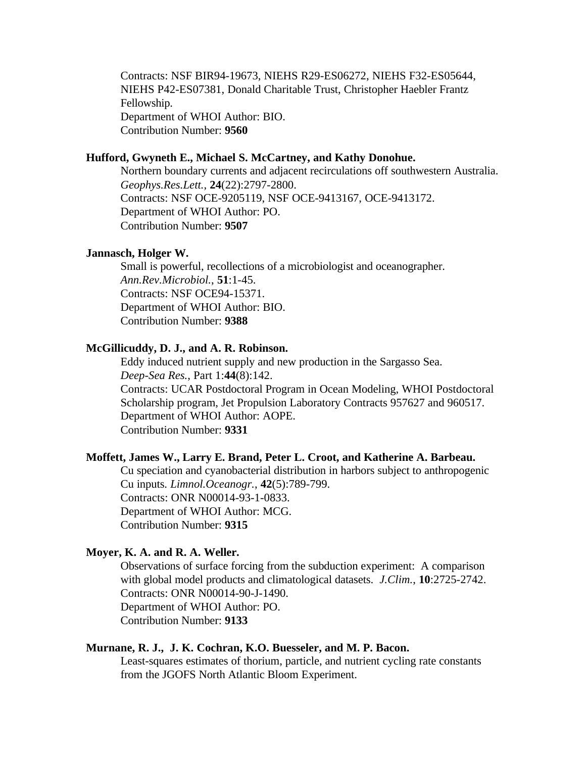Contracts: NSF BIR94-19673, NIEHS R29-ES06272, NIEHS F32-ES05644, NIEHS P42-ES07381, Donald Charitable Trust, Christopher Haebler Frantz Fellowship.
Department of WHOI Author: BIO.
Contribution Number: **9560**

**Hufford, Gwyneth E., Michael S. McCartney, and Kathy Donohue.**
Northern boundary currents and adjacent recirculations off southwestern Australia. *Geophys.Res.Lett.*, **24**(22):2797-2800.
Contracts: NSF OCE-9205119, NSF OCE-9413167, OCE-9413172.
Department of WHOI Author: PO.
Contribution Number: **9507**

**Jannasch, Holger W.**
Small is powerful, recollections of a microbiologist and oceanographer. *Ann.Rev.Microbiol.*, **51**:1-45.
Contracts: NSF OCE94-15371.
Department of WHOI Author: BIO.
Contribution Number: **9388**

**McGillicuddy, D. J., and A. R. Robinson.**
Eddy induced nutrient supply and new production in the Sargasso Sea. *Deep-Sea Res.*, Part 1:**44**(8):142.
Contracts: UCAR Postdoctoral Program in Ocean Modeling, WHOI Postdoctoral Scholarship program, Jet Propulsion Laboratory Contracts 957627 and 960517.
Department of WHOI Author: AOPE.
Contribution Number: **9331**

**Moffett, James W., Larry E. Brand, Peter L. Croot, and Katherine A. Barbeau.**
Cu speciation and cyanobacterial distribution in harbors subject to anthropogenic Cu inputs. *Limnol.Oceanogr.*, **42**(5):789-799.
Contracts: ONR N00014-93-1-0833.
Department of WHOI Author: MCG.
Contribution Number: **9315**

**Moyer, K. A. and R. A. Weller.**
Observations of surface forcing from the subduction experiment: A comparison with global model products and climatological datasets. *J.Clim.*, **10**:2725-2742.
Contracts: ONR N00014-90-J-1490.
Department of WHOI Author: PO.
Contribution Number: **9133**

**Murnane, R. J., J. K. Cochran, K.O. Buesseler, and M. P. Bacon.**
Least-squares estimates of thorium, particle, and nutrient cycling rate constants from the JGOFS North Atlantic Bloom Experiment.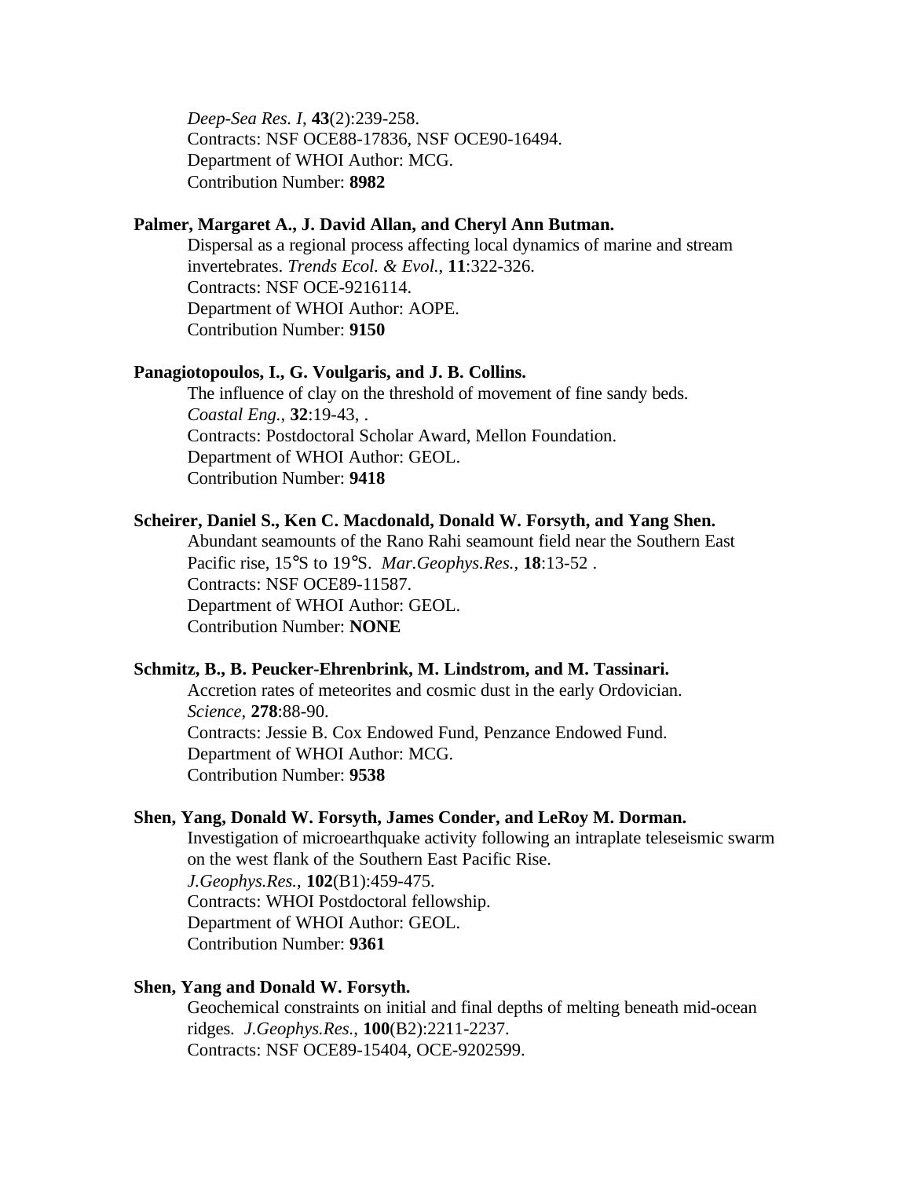*Deep-Sea Res. I*, **43**(2):239-258.
Contracts: NSF OCE88-17836, NSF OCE90-16494.
Department of WHOI Author: MCG.
Contribution Number: **8982**

**Palmer, Margaret A., J. David Allan, and Cheryl Ann Butman.**
Dispersal as a regional process affecting local dynamics of marine and stream invertebrates. *Trends Ecol. & Evol.*, **11**:322-326.
Contracts: NSF OCE-9216114.
Department of WHOI Author: AOPE.
Contribution Number: **9150**

**Panagiotopoulos, I., G. Voulgaris, and J. B. Collins.**
The influence of clay on the threshold of movement of fine sandy beds. *Coastal Eng.*, **32**:19-43, .
Contracts: Postdoctoral Scholar Award, Mellon Foundation.
Department of WHOI Author: GEOL.
Contribution Number: **9418**

**Scheirer, Daniel S., Ken C. Macdonald, Donald W. Forsyth, and Yang Shen.**
Abundant seamounts of the Rano Rahi seamount field near the Southern East Pacific rise, 15°S to 19°S. *Mar.Geophys.Res.*, **18**:13-52 .
Contracts: NSF OCE89-11587.
Department of WHOI Author: GEOL.
Contribution Number: **NONE**

**Schmitz, B., B. Peucker-Ehrenbrink, M. Lindstrom, and M. Tassinari.**
Accretion rates of meteorites and cosmic dust in the early Ordovician. *Science*, **278**:88-90.
Contracts: Jessie B. Cox Endowed Fund, Penzance Endowed Fund.
Department of WHOI Author: MCG.
Contribution Number: **9538**

**Shen, Yang, Donald W. Forsyth, James Conder, and LeRoy M. Dorman.**
Investigation of microearthquake activity following an intraplate teleseismic swarm on the west flank of the Southern East Pacific Rise.
*J.Geophys.Res.*, **102**(B1):459-475.
Contracts: WHOI Postdoctoral fellowship.
Department of WHOI Author: GEOL.
Contribution Number: **9361**

**Shen, Yang and Donald W. Forsyth.**
Geochemical constraints on initial and final depths of melting beneath mid-ocean ridges. *J.Geophys.Res.*, **100**(B2):2211-2237.
Contracts: NSF OCE89-15404, OCE-9202599.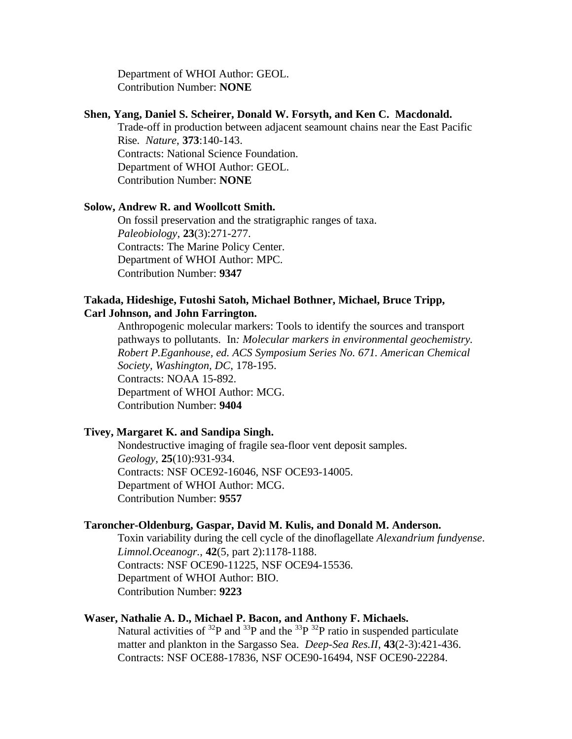Department of WHOI Author: GEOL.
Contribution Number: **NONE**

**Shen, Yang, Daniel S. Scheirer, Donald W. Forsyth, and Ken C. Macdonald.**
Trade-off in production between adjacent seamount chains near the East Pacific Rise. *Nature*, **373**:140-143.
Contracts: National Science Foundation.
Department of WHOI Author: GEOL.
Contribution Number: **NONE**

**Solow, Andrew R. and Woollcott Smith.**
On fossil preservation and the stratigraphic ranges of taxa.
*Paleobiology*, **23**(3):271-277.
Contracts: The Marine Policy Center.
Department of WHOI Author: MPC.
Contribution Number: **9347**

**Takada, Hideshige, Futoshi Satoh, Michael Bothner, Michael, Bruce Tripp, Carl Johnson, and John Farrington.**
Anthropogenic molecular markers: Tools to identify the sources and transport pathways to pollutants. In*: Molecular markers in environmental geochemistry. Robert P.Eganhouse, ed. ACS Symposium Series No. 671. American Chemical Society, Washington, DC*, 178-195.
Contracts: NOAA 15-892.
Department of WHOI Author: MCG.
Contribution Number: **9404**

**Tivey, Margaret K. and Sandipa Singh.**
Nondestructive imaging of fragile sea-floor vent deposit samples.
*Geology,* **25**(10):931-934.
Contracts: NSF OCE92-16046, NSF OCE93-14005.
Department of WHOI Author: MCG.
Contribution Number: **9557**

**Taroncher-Oldenburg, Gaspar, David M. Kulis, and Donald M. Anderson.**
Toxin variability during the cell cycle of the dinoflagellate *Alexandrium fundyense*. *Limnol.Oceanogr.*, **42**(5, part 2):1178-1188.
Contracts: NSF OCE90-11225, NSF OCE94-15536.
Department of WHOI Author: BIO.
Contribution Number: **9223**

**Waser, Nathalie A. D., Michael P. Bacon, and Anthony F. Michaels.**
Natural activities of $^{32}$P and $^{33}$P and the $^{33}$P $^{32}$P ratio in suspended particulate matter and plankton in the Sargasso Sea. *Deep-Sea Res.II*, **43**(2-3):421-436.
Contracts: NSF OCE88-17836, NSF OCE90-16494, NSF OCE90-22284.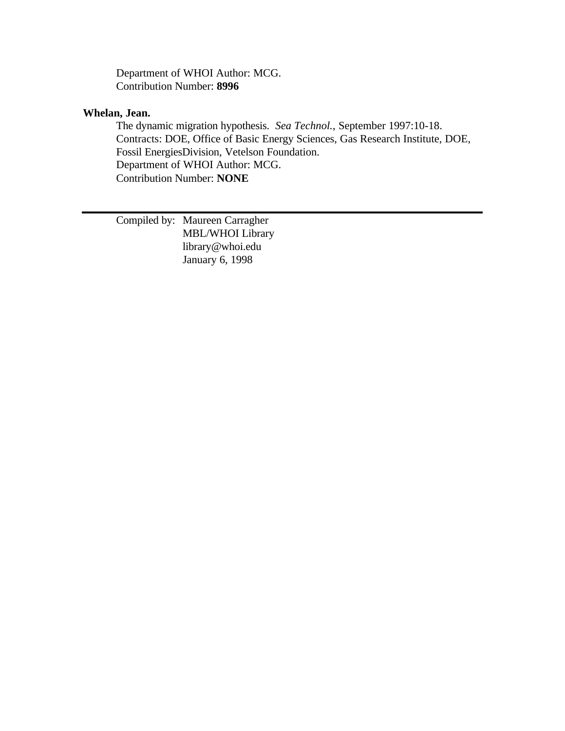Department of WHOI Author: MCG.
Contribution Number: **8996**

**Whelan, Jean.**

The dynamic migration hypothesis. *Sea Technol.*, September 1997:10-18.
Contracts: DOE, Office of Basic Energy Sciences, Gas Research Institute, DOE, Fossil EnergiesDivision, Vetelson Foundation.
Department of WHOI Author: MCG.
Contribution Number: **NONE**

---

Compiled by: Maureen Carragher
MBL/WHOI Library
library@whoi.edu
January 6, 1998